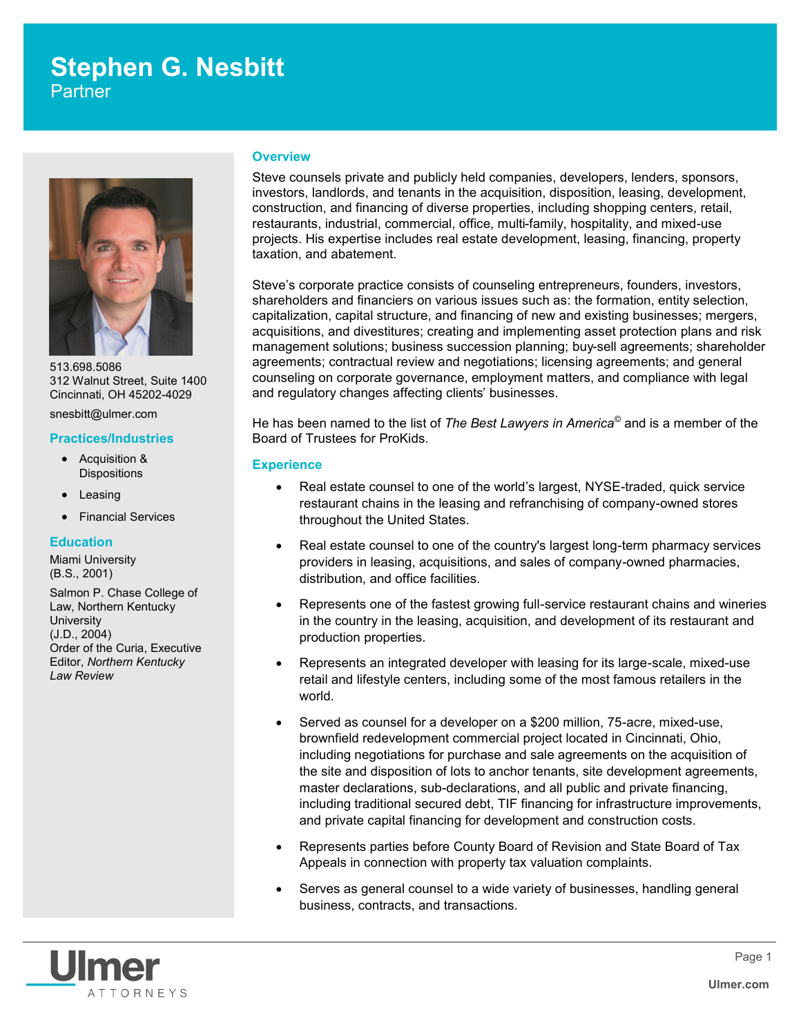# Stephen G. Nesbitt

Partner

513.698.5086
312 Walnut Street, Suite 1400
Cincinnati, OH 45202-4029

snesbitt@ulmer.com

### Practices/Industries

- Acquisition & Dispositions
- Leasing
- Financial Services

### Education

Miami University
(B.S., 2001)

Salmon P. Chase College of Law, Northern Kentucky University
(J.D., 2004)
Order of the Curia, Executive Editor, *Northern Kentucky Law Review*

## Overview

Steve counsels private and publicly held companies, developers, lenders, sponsors, investors, landlords, and tenants in the acquisition, disposition, leasing, development, construction, and financing of diverse properties, including shopping centers, retail, restaurants, industrial, commercial, office, multi-family, hospitality, and mixed-use projects. His expertise includes real estate development, leasing, financing, property taxation, and abatement.

Steve's corporate practice consists of counseling entrepreneurs, founders, investors, shareholders and financiers on various issues such as: the formation, entity selection, capitalization, capital structure, and financing of new and existing businesses; mergers, acquisitions, and divestitures; creating and implementing asset protection plans and risk management solutions; business succession planning; buy-sell agreements; shareholder agreements; contractual review and negotiations; licensing agreements; and general counseling on corporate governance, employment matters, and compliance with legal and regulatory changes affecting clients' businesses.

He has been named to the list of *The Best Lawyers in America*© and is a member of the Board of Trustees for ProKids.

## Experience

- Real estate counsel to one of the world's largest, NYSE-traded, quick service restaurant chains in the leasing and refranchising of company-owned stores throughout the United States.
- Real estate counsel to one of the country's largest long-term pharmacy services providers in leasing, acquisitions, and sales of company-owned pharmacies, distribution, and office facilities.
- Represents one of the fastest growing full-service restaurant chains and wineries in the country in the leasing, acquisition, and development of its restaurant and production properties.
- Represents an integrated developer with leasing for its large-scale, mixed-use retail and lifestyle centers, including some of the most famous retailers in the world.
- Served as counsel for a developer on a $200 million, 75-acre, mixed-use, brownfield redevelopment commercial project located in Cincinnati, Ohio, including negotiations for purchase and sale agreements on the acquisition of the site and disposition of lots to anchor tenants, site development agreements, master declarations, sub-declarations, and all public and private financing, including traditional secured debt, TIF financing for infrastructure improvements, and private capital financing for development and construction costs.
- Represents parties before County Board of Revision and State Board of Tax Appeals in connection with property tax valuation complaints.
- Serves as general counsel to a wide variety of businesses, handling general business, contracts, and transactions.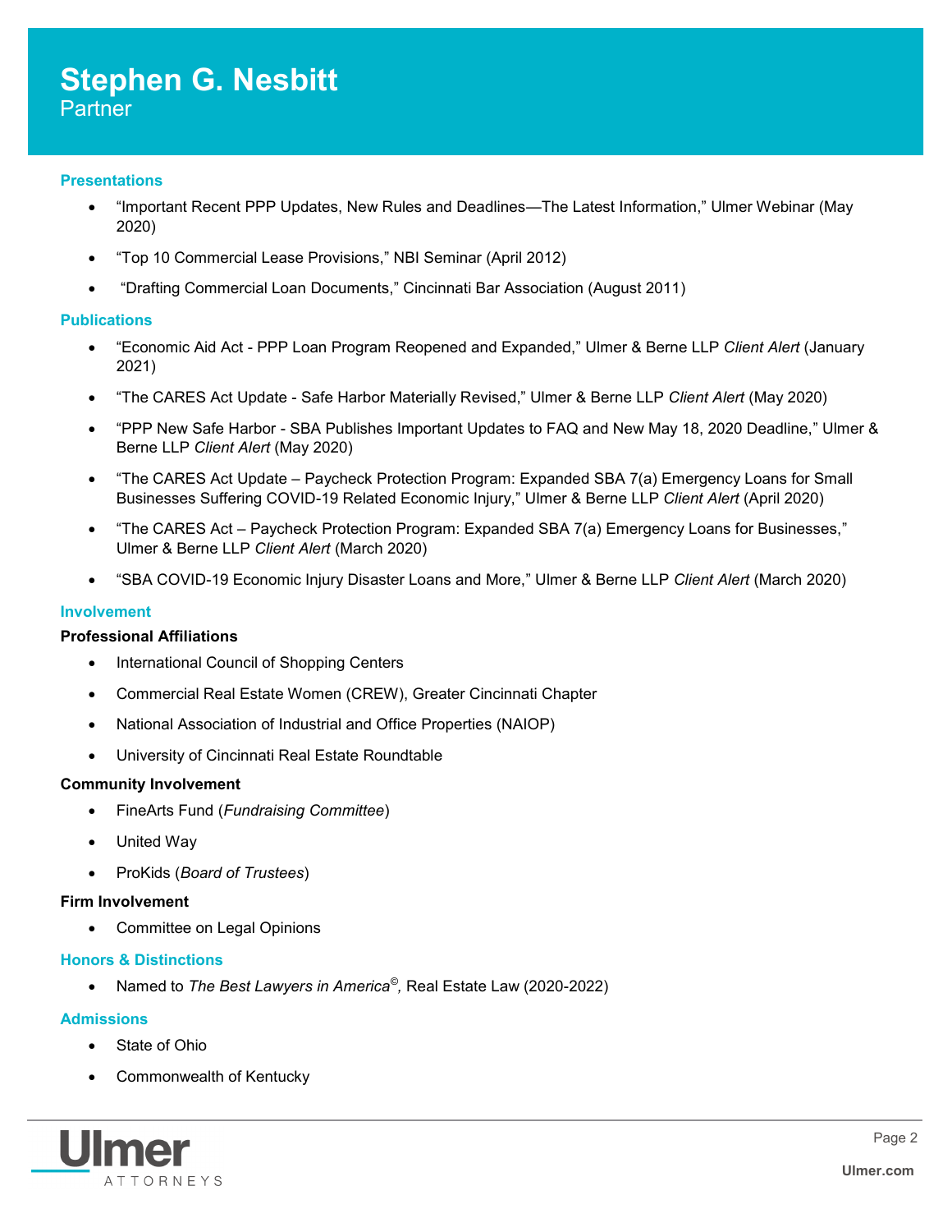# Stephen G. Nesbitt

Partner

## Presentations

- "Important Recent PPP Updates, New Rules and Deadlines—The Latest Information," Ulmer Webinar (May 2020)
- "Top 10 Commercial Lease Provisions," NBI Seminar (April 2012)
- "Drafting Commercial Loan Documents," Cincinnati Bar Association (August 2011)

## Publications

- "Economic Aid Act - PPP Loan Program Reopened and Expanded," Ulmer & Berne LLP *Client Alert* (January 2021)
- "The CARES Act Update - Safe Harbor Materially Revised," Ulmer & Berne LLP *Client Alert* (May 2020)
- "PPP New Safe Harbor - SBA Publishes Important Updates to FAQ and New May 18, 2020 Deadline," Ulmer & Berne LLP *Client Alert* (May 2020)
- "The CARES Act Update – Paycheck Protection Program: Expanded SBA 7(a) Emergency Loans for Small Businesses Suffering COVID-19 Related Economic Injury," Ulmer & Berne LLP *Client Alert* (April 2020)
- "The CARES Act – Paycheck Protection Program: Expanded SBA 7(a) Emergency Loans for Businesses," Ulmer & Berne LLP *Client Alert* (March 2020)
- "SBA COVID-19 Economic Injury Disaster Loans and More," Ulmer & Berne LLP *Client Alert* (March 2020)

## Involvement

### Professional Affiliations

- International Council of Shopping Centers
- Commercial Real Estate Women (CREW), Greater Cincinnati Chapter
- National Association of Industrial and Office Properties (NAIOP)
- University of Cincinnati Real Estate Roundtable

### Community Involvement

- FineArts Fund (*Fundraising Committee*)
- United Way
- ProKids (*Board of Trustees*)

### Firm Involvement

- Committee on Legal Opinions

## Honors & Distinctions

- Named to *The Best Lawyers in America©,* Real Estate Law (2020-2022)

## Admissions

- State of Ohio
- Commonwealth of Kentucky